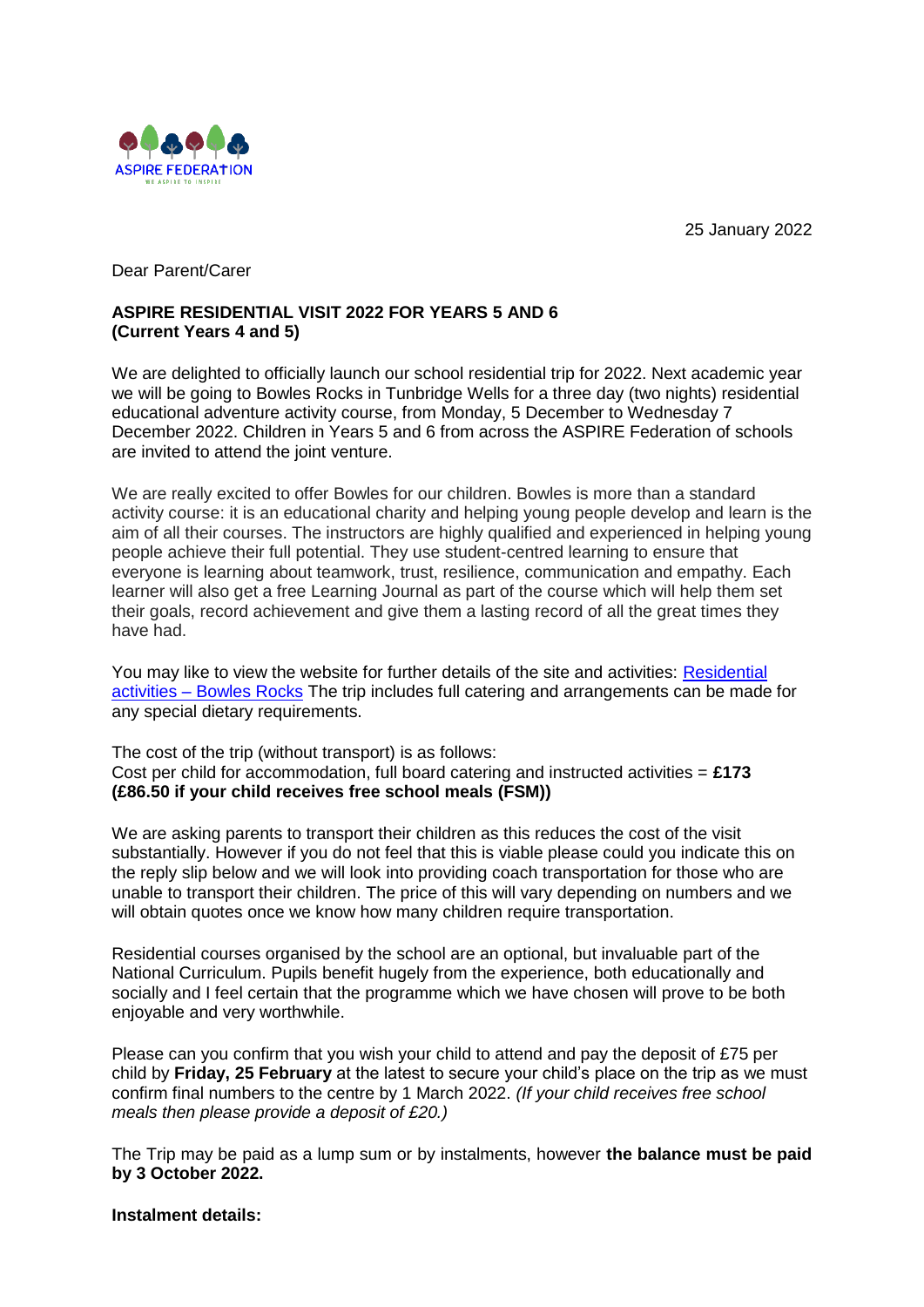25 January 2022

Dear Parent/Carer

**ASPIRE RESIDENTIAL VISIT 2022 FOR YEARS 5 AND 6**
**(Current Years 4 and 5)**

We are delighted to officially launch our school residential trip for 2022. Next academic year we will be going to Bowles Rocks in Tunbridge Wells for a three day (two nights) residential educational adventure activity course, from Monday, 5 December to Wednesday 7 December 2022. Children in Years 5 and 6 from across the ASPIRE Federation of schools are invited to attend the joint venture.

We are really excited to offer Bowles for our children. Bowles is more than a standard activity course: it is an educational charity and helping young people develop and learn is the aim of all their courses. The instructors are highly qualified and experienced in helping young people achieve their full potential. They use student-centred learning to ensure that everyone is learning about teamwork, trust, resilience, communication and empathy. Each learner will also get a free Learning Journal as part of the course which will help them set their goals, record achievement and give them a lasting record of all the great times they have had.

You may like to view the website for further details of the site and activities: Residential activities – Bowles Rocks The trip includes full catering and arrangements can be made for any special dietary requirements.

The cost of the trip (without transport) is as follows:
Cost per child for accommodation, full board catering and instructed activities = **£173 (£86.50 if your child receives free school meals (FSM))**

We are asking parents to transport their children as this reduces the cost of the visit substantially. However if you do not feel that this is viable please could you indicate this on the reply slip below and we will look into providing coach transportation for those who are unable to transport their children. The price of this will vary depending on numbers and we will obtain quotes once we know how many children require transportation.

Residential courses organised by the school are an optional, but invaluable part of the National Curriculum. Pupils benefit hugely from the experience, both educationally and socially and I feel certain that the programme which we have chosen will prove to be both enjoyable and very worthwhile.

Please can you confirm that you wish your child to attend and pay the deposit of £75 per child by **Friday, 25 February** at the latest to secure your child's place on the trip as we must confirm final numbers to the centre by 1 March 2022. *(If your child receives free school meals then please provide a deposit of £20.)*

The Trip may be paid as a lump sum or by instalments, however **the balance must be paid by 3 October 2022.**

**Instalment details:**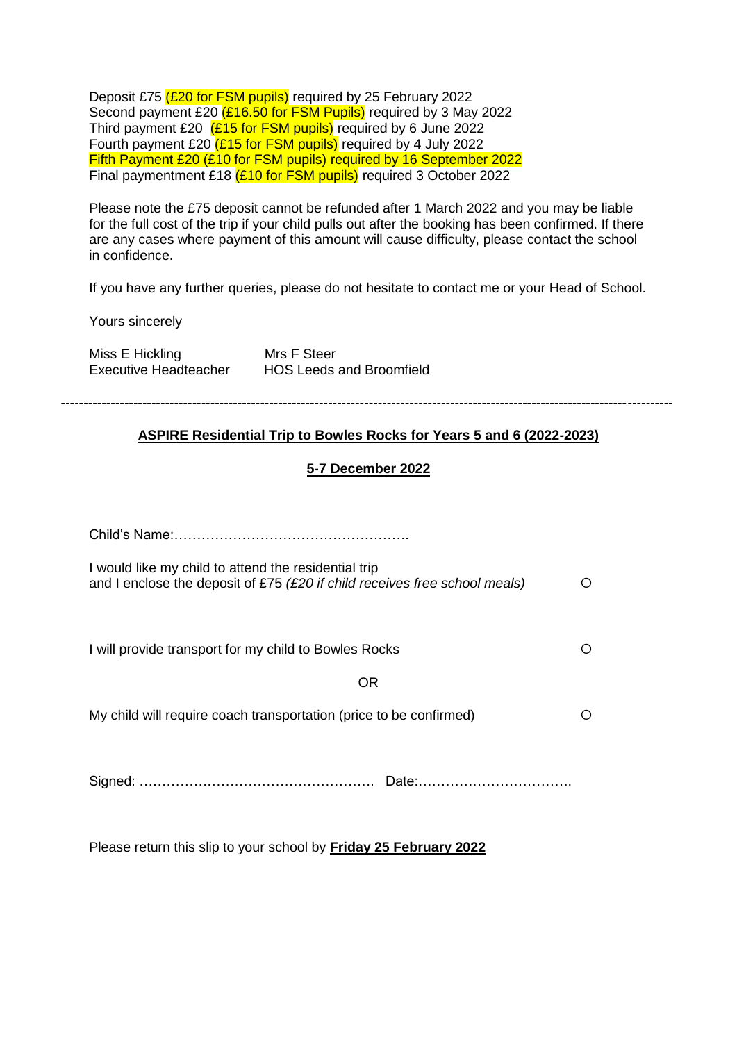Deposit £75 (£20 for FSM pupils) required by 25 February 2022
Second payment £20 (£16.50 for FSM Pupils) required by 3 May 2022
Third payment £20 (£15 for FSM pupils) required by 6 June 2022
Fourth payment £20 (£15 for FSM pupils) required by 4 July 2022
Fifth Payment £20 (£10 for FSM pupils) required by 16 September 2022
Final paymentment £18 (£10 for FSM pupils) required 3 October 2022

Please note the £75 deposit cannot be refunded after 1 March 2022 and you may be liable for the full cost of the trip if your child pulls out after the booking has been confirmed. If there are any cases where payment of this amount will cause difficulty, please contact the school in confidence.

If you have any further queries, please do not hesitate to contact me or your Head of School.

Yours sincerely

| | |
|---|---|
| Miss E Hickling | Mrs F Steer |
| Executive Headteacher | HOS Leeds and Broomfield |

---

**ASPIRE Residential Trip to Bowles Rocks for Years 5 and 6 (2022-2023)**

**5-7 December 2022**

Child's Name:…………………………………………….

I would like my child to attend the residential trip
and I enclose the deposit of £75 *(£20 if child receives free school meals)* ○

I will provide transport for my child to Bowles Rocks ○

OR

My child will require coach transportation (price to be confirmed) ○

Signed: ……………………………………………. Date:…………………………….

Please return this slip to your school by **Friday 25 February 2022**